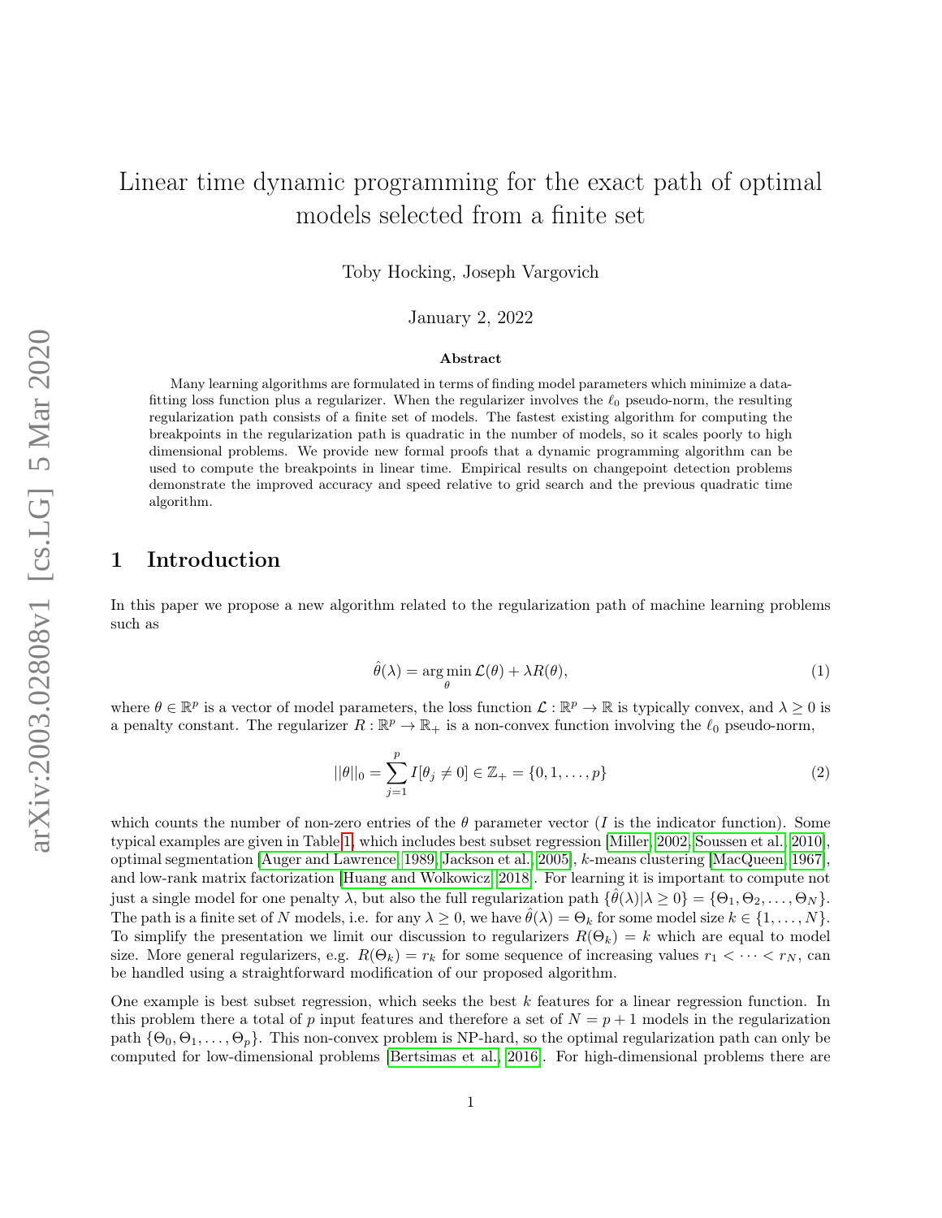# Linear time dynamic programming for the exact path of optimal models selected from a finite set

Toby Hocking, Joseph Vargovich

January 2, 2022

### Abstract

Many learning algorithms are formulated in terms of finding model parameters which minimize a data-fitting loss function plus a regularizer. When the regularizer involves the $\ell_0$ pseudo-norm, the resulting regularization path consists of a finite set of models. The fastest existing algorithm for computing the breakpoints in the regularization path is quadratic in the number of models, so it scales poorly to high dimensional problems. We provide new formal proofs that a dynamic programming algorithm can be used to compute the breakpoints in linear time. Empirical results on changepoint detection problems demonstrate the improved accuracy and speed relative to grid search and the previous quadratic time algorithm.

## 1 Introduction

In this paper we propose a new algorithm related to the regularization path of machine learning problems such as

$$\hat{\theta}(\lambda) = \arg\min_{\theta} \mathcal{L}(\theta) + \lambda R(\theta), \tag{1}$$

where $\theta \in \mathbb{R}^p$ is a vector of model parameters, the loss function $\mathcal{L} : \mathbb{R}^p \to \mathbb{R}$ is typically convex, and $\lambda \geq 0$ is a penalty constant. The regularizer $R : \mathbb{R}^p \to \mathbb{R}_+$ is a non-convex function involving the $\ell_0$ pseudo-norm,

$$||\theta||_0 = \sum_{j=1}^{p} I[\theta_j \neq 0] \in \mathbb{Z}_+ = \{0, 1, \dots, p\} \tag{2}$$

which counts the number of non-zero entries of the $\theta$ parameter vector ($I$ is the indicator function). Some typical examples are given in Table 1, which includes best subset regression [Miller, 2002, Soussen et al., 2010], optimal segmentation [Auger and Lawrence, 1989, Jackson et al., 2005], $k$-means clustering [MacQueen, 1967], and low-rank matrix factorization [Huang and Wolkowicz, 2018]. For learning it is important to compute not just a single model for one penalty $\lambda$, but also the full regularization path $\{\hat{\theta}(\lambda) | \lambda \geq 0\} = \{\Theta_1, \Theta_2, \dots, \Theta_N\}$. The path is a finite set of $N$ models, i.e. for any $\lambda \geq 0$, we have $\hat{\theta}(\lambda) = \Theta_k$ for some model size $k \in \{1, \dots, N\}$. To simplify the presentation we limit our discussion to regularizers $R(\Theta_k) = k$ which are equal to model size. More general regularizers, e.g. $R(\Theta_k) = r_k$ for some sequence of increasing values $r_1 < \cdots < r_N$, can be handled using a straightforward modification of our proposed algorithm.

One example is best subset regression, which seeks the best $k$ features for a linear regression function. In this problem there a total of $p$ input features and therefore a set of $N = p + 1$ models in the regularization path $\{\Theta_0, \Theta_1, \dots, \Theta_p\}$. This non-convex problem is NP-hard, so the optimal regularization path can only be computed for low-dimensional problems [Bertsimas et al., 2016]. For high-dimensional problems there are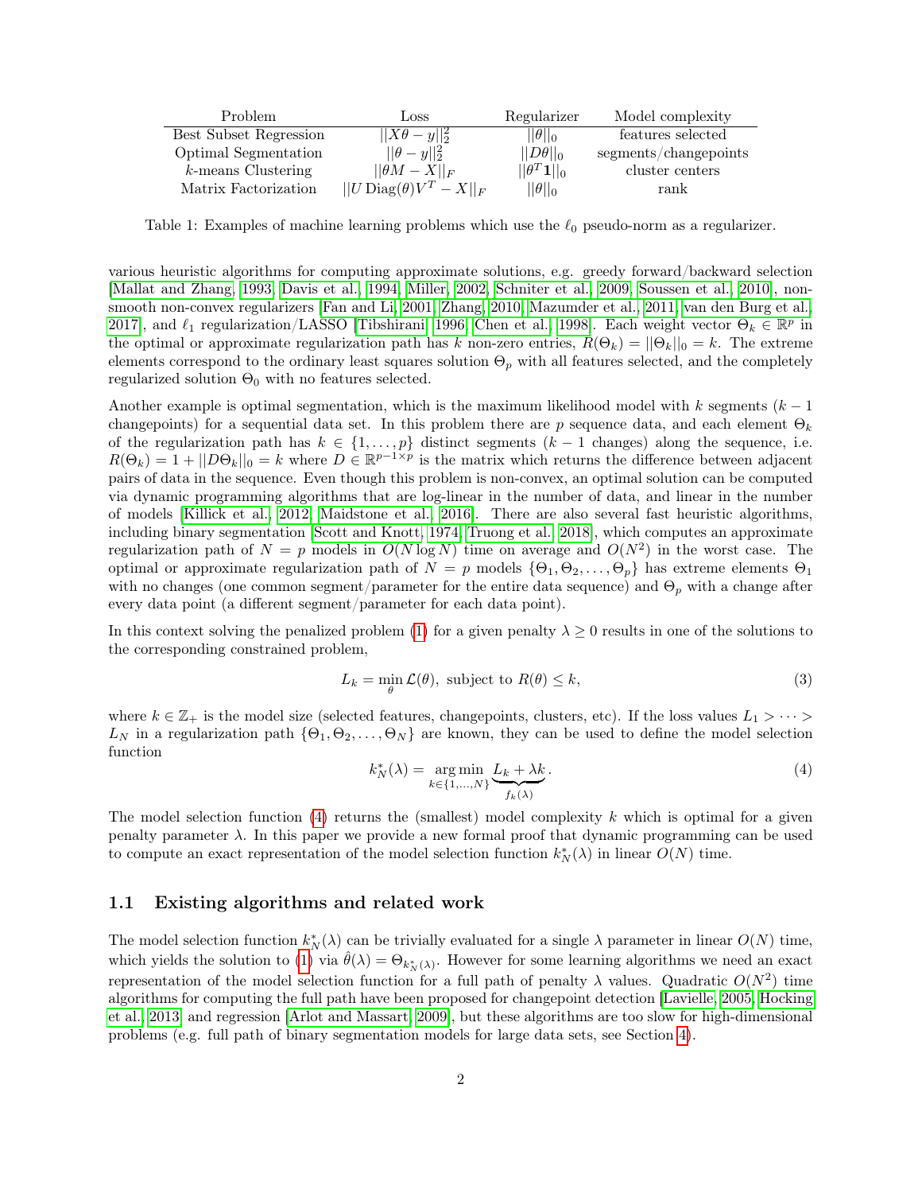| Problem | Loss | Regularizer | Model complexity |
|---|---|---|---|
| Best Subset Regression | $\|\|X\theta - y\|\|_2^2$ | $\|\|\theta\|\|_0$ | features selected |
| Optimal Segmentation | $\|\|\theta - y\|\|_2^2$ | $\|\|D\theta\|\|_0$ | segments/changepoints |
| $k$-means Clustering | $\|\|\theta M - X\|\|_F$ | $\|\|\theta^T \mathbf{1}\|\|_0$ | cluster centers |
| Matrix Factorization | $\|\|U \operatorname{Diag}(\theta) V^T - X\|\|_F$ | $\|\|\theta\|\|_0$ | rank |

Table 1: Examples of machine learning problems which use the $\ell_0$ pseudo-norm as a regularizer.

various heuristic algorithms for computing approximate solutions, e.g. greedy forward/backward selection [Mallat and Zhang, 1993, Davis et al., 1994, Miller, 2002, Schniter et al., 2009, Soussen et al., 2010], non-smooth non-convex regularizers [Fan and Li, 2001, Zhang, 2010, Mazumder et al., 2011, van den Burg et al., 2017], and $\ell_1$ regularization/LASSO [Tibshirani, 1996, Chen et al., 1998]. Each weight vector $\Theta_k \in \mathbb{R}^p$ in the optimal or approximate regularization path has $k$ non-zero entries, $R(\Theta_k) = ||\Theta_k||_0 = k$. The extreme elements correspond to the ordinary least squares solution $\Theta_p$ with all features selected, and the completely regularized solution $\Theta_0$ with no features selected.

Another example is optimal segmentation, which is the maximum likelihood model with $k$ segments ($k-1$ changepoints) for a sequential data set. In this problem there are $p$ sequence data, and each element $\Theta_k$ of the regularization path has $k \in \{1, \dots, p\}$ distinct segments ($k-1$ changes) along the sequence, i.e. $R(\Theta_k) = 1 + ||D\Theta_k||_0 = k$ where $D \in \mathbb{R}^{p-1 \times p}$ is the matrix which returns the difference between adjacent pairs of data in the sequence. Even though this problem is non-convex, an optimal solution can be computed via dynamic programming algorithms that are log-linear in the number of data, and linear in the number of models [Killick et al., 2012, Maidstone et al., 2016]. There are also several fast heuristic algorithms, including binary segmentation [Scott and Knott, 1974, Truong et al., 2018], which computes an approximate regularization path of $N = p$ models in $O(N \log N)$ time on average and $O(N^2)$ in the worst case. The optimal or approximate regularization path of $N = p$ models $\{\Theta_1, \Theta_2, \dots, \Theta_p\}$ has extreme elements $\Theta_1$ with no changes (one common segment/parameter for the entire data sequence) and $\Theta_p$ with a change after every data point (a different segment/parameter for each data point).

In this context solving the penalized problem (1) for a given penalty $\lambda \geq 0$ results in one of the solutions to the corresponding constrained problem,

$$L_k = \min_{\theta} \mathcal{L}(\theta), \text{ subject to } R(\theta) \leq k, \tag{3}$$

where $k \in \mathbb{Z}_+$ is the model size (selected features, changepoints, clusters, etc). If the loss values $L_1 > \cdots > L_N$ in a regularization path $\{\Theta_1, \Theta_2, \dots, \Theta_N\}$ are known, they can be used to define the model selection function

$$k_N^*(\lambda) = \underset{k \in \{1, \dots, N\}}{\arg\min} \underbrace{L_k + \lambda k}_{f_k(\lambda)}. \tag{4}$$

The model selection function (4) returns the (smallest) model complexity $k$ which is optimal for a given penalty parameter $\lambda$. In this paper we provide a new formal proof that dynamic programming can be used to compute an exact representation of the model selection function $k_N^*(\lambda)$ in linear $O(N)$ time.

### 1.1 Existing algorithms and related work

The model selection function $k_N^*(\lambda)$ can be trivially evaluated for a single $\lambda$ parameter in linear $O(N)$ time, which yields the solution to (1) via $\hat{\theta}(\lambda) = \Theta_{k_N^*(\lambda)}$. However for some learning algorithms we need an exact representation of the model selection function for a full path of penalty $\lambda$ values. Quadratic $O(N^2)$ time algorithms for computing the full path have been proposed for changepoint detection [Lavielle, 2005, Hocking et al., 2013] and regression [Arlot and Massart, 2009], but these algorithms are too slow for high-dimensional problems (e.g. full path of binary segmentation models for large data sets, see Section 4).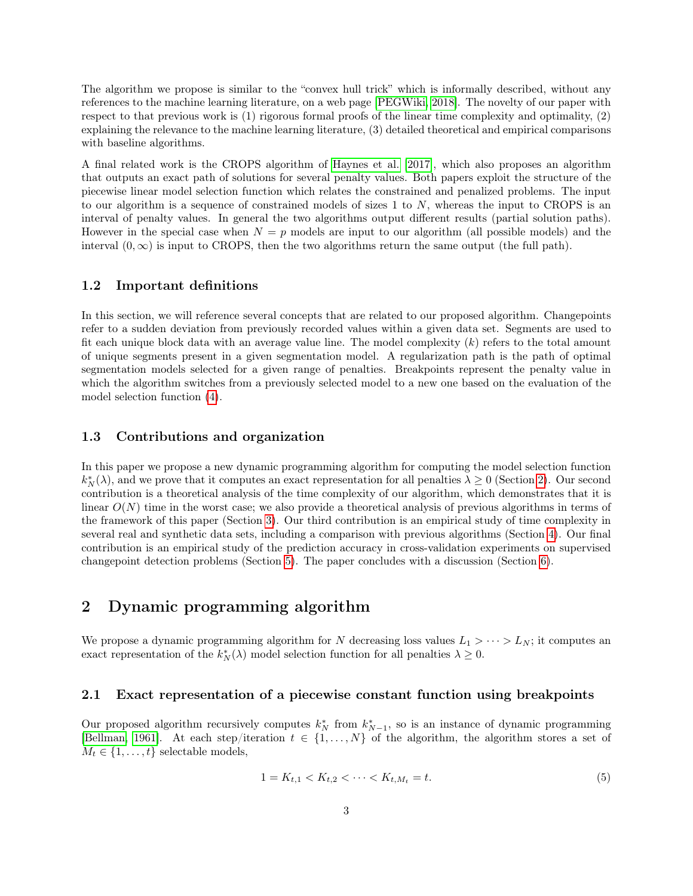The algorithm we propose is similar to the "convex hull trick" which is informally described, without any references to the machine learning literature, on a web page [PEGWiki, 2018]. The novelty of our paper with respect to that previous work is (1) rigorous formal proofs of the linear time complexity and optimality, (2) explaining the relevance to the machine learning literature, (3) detailed theoretical and empirical comparisons with baseline algorithms.

A final related work is the CROPS algorithm of Haynes et al. [2017], which also proposes an algorithm that outputs an exact path of solutions for several penalty values. Both papers exploit the structure of the piecewise linear model selection function which relates the constrained and penalized problems. The input to our algorithm is a sequence of constrained models of sizes 1 to $N$, whereas the input to CROPS is an interval of penalty values. In general the two algorithms output different results (partial solution paths). However in the special case when $N = p$ models are input to our algorithm (all possible models) and the interval $(0, \infty)$ is input to CROPS, then the two algorithms return the same output (the full path).

### 1.2 Important definitions

In this section, we will reference several concepts that are related to our proposed algorithm. Changepoints refer to a sudden deviation from previously recorded values within a given data set. Segments are used to fit each unique block data with an average value line. The model complexity ($k$) refers to the total amount of unique segments present in a given segmentation model. A regularization path is the path of optimal segmentation models selected for a given range of penalties. Breakpoints represent the penalty value in which the algorithm switches from a previously selected model to a new one based on the evaluation of the model selection function (4).

### 1.3 Contributions and organization

In this paper we propose a new dynamic programming algorithm for computing the model selection function $k^*_N(\lambda)$, and we prove that it computes an exact representation for all penalties $\lambda \geq 0$ (Section 2). Our second contribution is a theoretical analysis of the time complexity of our algorithm, which demonstrates that it is linear $O(N)$ time in the worst case; we also provide a theoretical analysis of previous algorithms in terms of the framework of this paper (Section 3). Our third contribution is an empirical study of time complexity in several real and synthetic data sets, including a comparison with previous algorithms (Section 4). Our final contribution is an empirical study of the prediction accuracy in cross-validation experiments on supervised changepoint detection problems (Section 5). The paper concludes with a discussion (Section 6).

## 2 Dynamic programming algorithm

We propose a dynamic programming algorithm for $N$ decreasing loss values $L_1 > \cdots > L_N$; it computes an exact representation of the $k^*_N(\lambda)$ model selection function for all penalties $\lambda \geq 0$.

### 2.1 Exact representation of a piecewise constant function using breakpoints

Our proposed algorithm recursively computes $k^*_N$ from $k^*_{N-1}$, so is an instance of dynamic programming [Bellman, 1961]. At each step/iteration $t \in \{1, \ldots, N\}$ of the algorithm, the algorithm stores a set of $M_t \in \{1, \ldots, t\}$ selectable models,

$$1 = K_{t,1} < K_{t,2} < \cdots < K_{t,M_t} = t. \tag{5}$$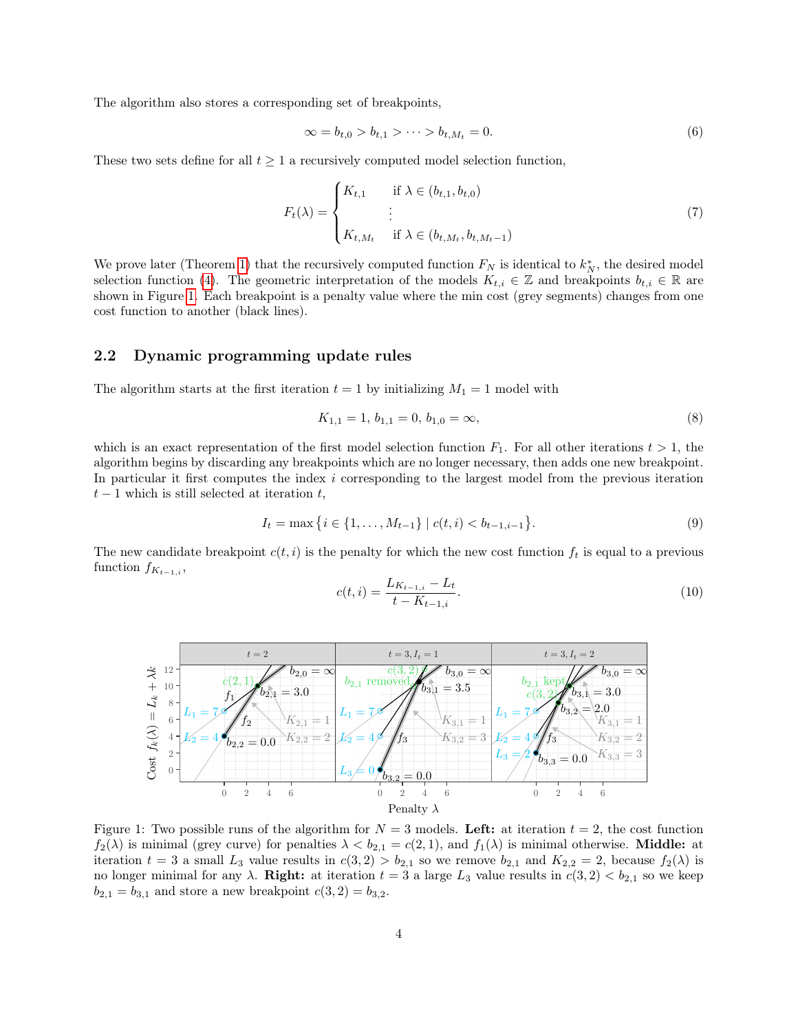The algorithm also stores a corresponding set of breakpoints,

$$\infty = b_{t,0} > b_{t,1} > \cdots > b_{t,M_t} = 0. \tag{6}$$

These two sets define for all $t \geq 1$ a recursively computed model selection function,

$$F_t(\lambda) = \begin{cases} K_{t,1} & \text{if } \lambda \in (b_{t,1}, b_{t,0}) \\ \vdots & \\ K_{t,M_t} & \text{if } \lambda \in (b_{t,M_t}, b_{t,M_t-1}) \end{cases} \tag{7}$$

We prove later (Theorem 1) that the recursively computed function $F_N$ is identical to $k^*_N$, the desired model selection function (4). The geometric interpretation of the models $K_{t,i} \in \mathbb{Z}$ and breakpoints $b_{t,i} \in \mathbb{R}$ are shown in Figure 1. Each breakpoint is a penalty value where the min cost (grey segments) changes from one cost function to another (black lines).

## 2.2 Dynamic programming update rules

The algorithm starts at the first iteration $t = 1$ by initializing $M_1 = 1$ model with

$$K_{1,1} = 1,\ b_{1,1} = 0,\ b_{1,0} = \infty, \tag{8}$$

which is an exact representation of the first model selection function $F_1$. For all other iterations $t > 1$, the algorithm begins by discarding any breakpoints which are no longer necessary, then adds one new breakpoint. In particular it first computes the index $i$ corresponding to the largest model from the previous iteration $t-1$ which is still selected at iteration $t$,

$$I_t = \max\left\{i \in \{1, \ldots, M_{t-1}\} \mid c(t,i) < b_{t-1,i-1}\right\}. \tag{9}$$

The new candidate breakpoint $c(t,i)$ is the penalty for which the new cost function $f_t$ is equal to a previous function $f_{K_{t-1,i}}$,

$$c(t,i) = \frac{L_{K_{t-1,i}} - L_t}{t - K_{t-1,i}}. \tag{10}$$

Figure 1: Two possible runs of the algorithm for $N = 3$ models. **Left:** at iteration $t = 2$, the cost function $f_2(\lambda)$ is minimal (grey curve) for penalties $\lambda < b_{2,1} = c(2,1)$, and $f_1(\lambda)$ is minimal otherwise. **Middle:** at iteration $t = 3$ a small $L_3$ value results in $c(3,2) > b_{2,1}$ so we remove $b_{2,1}$ and $K_{2,2} = 2$, because $f_2(\lambda)$ is no longer minimal for any $\lambda$. **Right:** at iteration $t = 3$ a large $L_3$ value results in $c(3,2) < b_{2,1}$ so we keep $b_{2,1} = b_{3,1}$ and store a new breakpoint $c(3,2) = b_{3,2}$.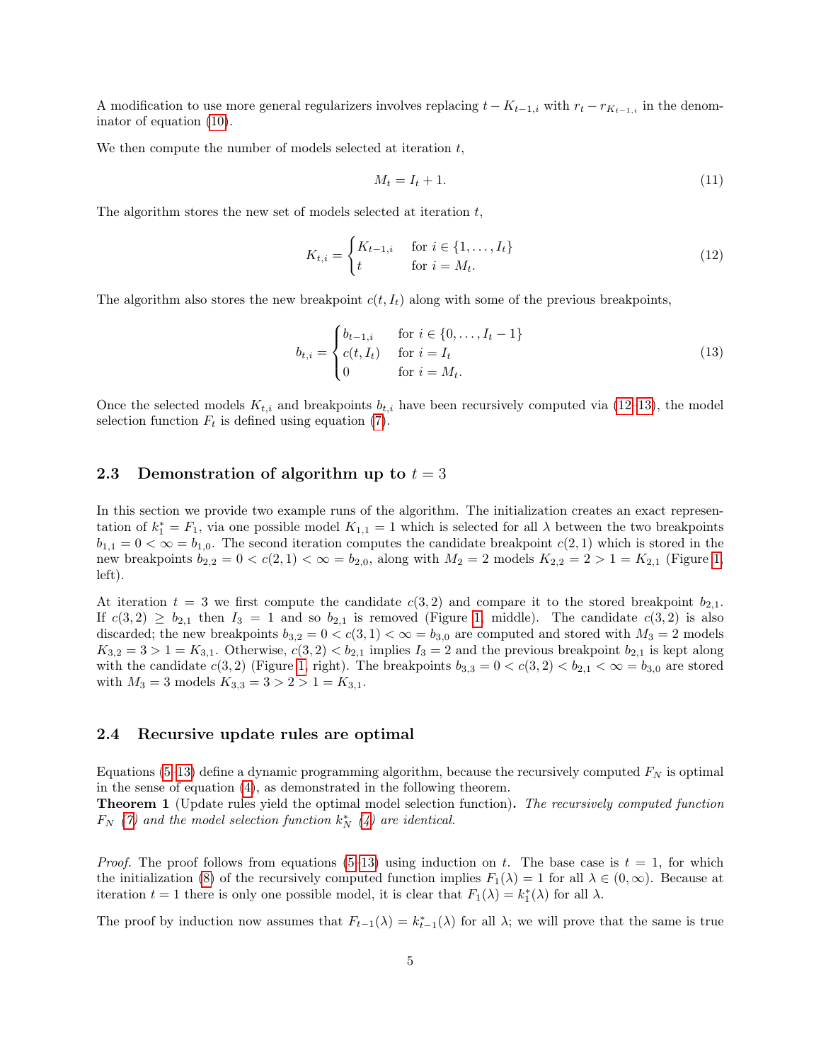A modification to use more general regularizers involves replacing $t - K_{t-1,i}$ with $r_t - r_{K_{t-1,i}}$ in the denominator of equation (10).

We then compute the number of models selected at iteration $t$,

$$M_t = I_t + 1. \tag{11}$$

The algorithm stores the new set of models selected at iteration $t$,

$$K_{t,i} = \begin{cases} K_{t-1,i} & \text{for } i \in \{1, \dots, I_t\} \\ t & \text{for } i = M_t. \end{cases} \tag{12}$$

The algorithm also stores the new breakpoint $c(t, I_t)$ along with some of the previous breakpoints,

$$b_{t,i} = \begin{cases} b_{t-1,i} & \text{for } i \in \{0, \dots, I_t - 1\} \\ c(t, I_t) & \text{for } i = I_t \\ 0 & \text{for } i = M_t. \end{cases} \tag{13}$$

Once the selected models $K_{t,i}$ and breakpoints $b_{t,i}$ have been recursively computed via (12–13), the model selection function $F_t$ is defined using equation (7).

## 2.3 Demonstration of algorithm up to $t = 3$

In this section we provide two example runs of the algorithm. The initialization creates an exact representation of $k_1^* = F_1$, via one possible model $K_{1,1} = 1$ which is selected for all $\lambda$ between the two breakpoints $b_{1,1} = 0 < \infty = b_{1,0}$. The second iteration computes the candidate breakpoint $c(2, 1)$ which is stored in the new breakpoints $b_{2,2} = 0 < c(2, 1) < \infty = b_{2,0}$, along with $M_2 = 2$ models $K_{2,2} = 2 > 1 = K_{2,1}$ (Figure 1, left).

At iteration $t = 3$ we first compute the candidate $c(3, 2)$ and compare it to the stored breakpoint $b_{2,1}$. If $c(3, 2) \geq b_{2,1}$ then $I_3 = 1$ and so $b_{2,1}$ is removed (Figure 1, middle). The candidate $c(3, 2)$ is also discarded; the new breakpoints $b_{3,2} = 0 < c(3, 1) < \infty = b_{3,0}$ are computed and stored with $M_3 = 2$ models $K_{3,2} = 3 > 1 = K_{3,1}$. Otherwise, $c(3, 2) < b_{2,1}$ implies $I_3 = 2$ and the previous breakpoint $b_{2,1}$ is kept along with the candidate $c(3, 2)$ (Figure 1, right). The breakpoints $b_{3,3} = 0 < c(3, 2) < b_{2,1} < \infty = b_{3,0}$ are stored with $M_3 = 3$ models $K_{3,3} = 3 > 2 > 1 = K_{3,1}$.

## 2.4 Recursive update rules are optimal

Equations (5–13) define a dynamic programming algorithm, because the recursively computed $F_N$ is optimal in the sense of equation (4), as demonstrated in the following theorem.

**Theorem 1** (Update rules yield the optimal model selection function)**.** *The recursively computed function $F_N$ (7) and the model selection function $k_N^*$ (4) are identical.*

*Proof.* The proof follows from equations (5–13) using induction on $t$. The base case is $t = 1$, for which the initialization (8) of the recursively computed function implies $F_1(\lambda) = 1$ for all $\lambda \in (0, \infty)$. Because at iteration $t = 1$ there is only one possible model, it is clear that $F_1(\lambda) = k_1^*(\lambda)$ for all $\lambda$.

The proof by induction now assumes that $F_{t-1}(\lambda) = k_{t-1}^*(\lambda)$ for all $\lambda$; we will prove that the same is true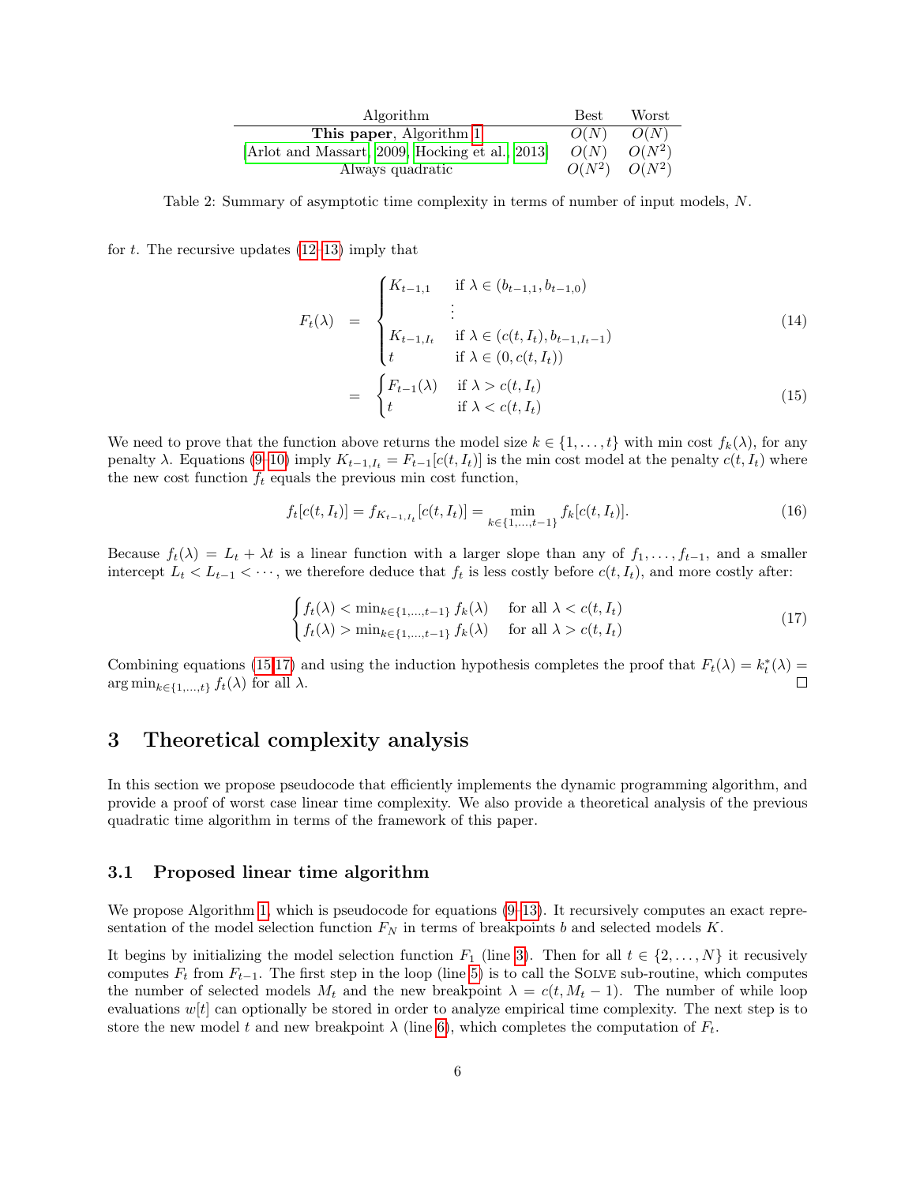| Algorithm | Best | Worst |
|---|---|---|
| **This paper**, Algorithm 1 | $O(N)$ | $O(N)$ |
| [Arlot and Massart, 2009, Hocking et al., 2013] | $O(N)$ | $O(N^2)$ |
| Always quadratic | $O(N^2)$ | $O(N^2)$ |

Table 2: Summary of asymptotic time complexity in terms of number of input models, $N$.

for $t$. The recursive updates (12–13) imply that

$$
\begin{aligned}
F_t(\lambda) &= \begin{cases} K_{t-1,1} & \text{if } \lambda \in (b_{t-1,1}, b_{t-1,0}) \\ \vdots & \\ K_{t-1,I_t} & \text{if } \lambda \in (c(t,I_t), b_{t-1,I_t-1}) \\ t & \text{if } \lambda \in (0, c(t,I_t)) \end{cases} \qquad (14) \\
&= \begin{cases} F_{t-1}(\lambda) & \text{if } \lambda > c(t,I_t) \\ t & \text{if } \lambda < c(t,I_t) \end{cases} \qquad (15)
\end{aligned}
$$

We need to prove that the function above returns the model size $k \in \{1, \dots, t\}$ with min cost $f_k(\lambda)$, for any penalty $\lambda$. Equations (9–10) imply $K_{t-1,I_t} = F_{t-1}[c(t,I_t)]$ is the min cost model at the penalty $c(t,I_t)$ where the new cost function $f_t$ equals the previous min cost function,

$$
f_t[c(t,I_t)] = f_{K_{t-1,I_t}}[c(t,I_t)] = \min_{k \in \{1,\dots,t-1\}} f_k[c(t,I_t)]. \qquad (16)
$$

Because $f_t(\lambda) = L_t + \lambda t$ is a linear function with a larger slope than any of $f_1, \dots, f_{t-1}$, and a smaller intercept $L_t < L_{t-1} < \cdots$, we therefore deduce that $f_t$ is less costly before $c(t,I_t)$, and more costly after:

$$
\begin{cases} f_t(\lambda) < \min_{k \in \{1,\dots,t-1\}} f_k(\lambda) & \text{for all } \lambda < c(t,I_t) \\ f_t(\lambda) > \min_{k \in \{1,\dots,t-1\}} f_k(\lambda) & \text{for all } \lambda > c(t,I_t) \end{cases} \qquad (17)
$$

Combining equations (15–17) and using the induction hypothesis completes the proof that $F_t(\lambda) = k_t^*(\lambda) = \arg\min_{k \in \{1,\dots,t\}} f_t(\lambda)$ for all $\lambda$. □

# 3 Theoretical complexity analysis

In this section we propose pseudocode that efficiently implements the dynamic programming algorithm, and provide a proof of worst case linear time complexity. We also provide a theoretical analysis of the previous quadratic time algorithm in terms of the framework of this paper.

## 3.1 Proposed linear time algorithm

We propose Algorithm 1, which is pseudocode for equations (9–13). It recursively computes an exact representation of the model selection function $F_N$ in terms of breakpoints $b$ and selected models $K$.

It begins by initializing the model selection function $F_1$ (line 3). Then for all $t \in \{2, \dots, N\}$ it recusively computes $F_t$ from $F_{t-1}$. The first step in the loop (line 5) is to call the SOLVE sub-routine, which computes the number of selected models $M_t$ and the new breakpoint $\lambda = c(t, M_t - 1)$. The number of while loop evaluations $w[t]$ can optionally be stored in order to analyze empirical time complexity. The next step is to store the new model $t$ and new breakpoint $\lambda$ (line 6), which completes the computation of $F_t$.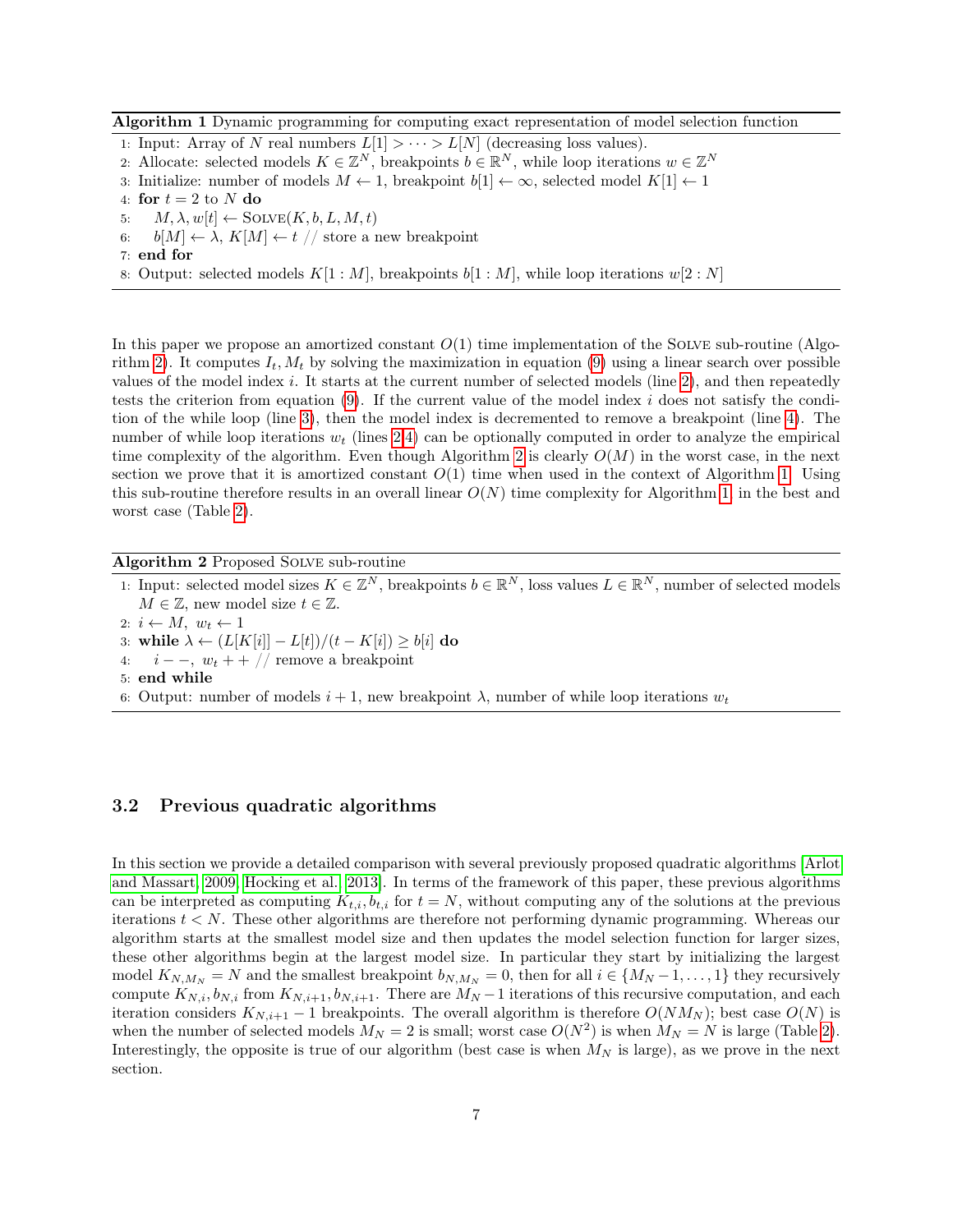**Algorithm 1** Dynamic programming for computing exact representation of model selection function

```
1: Input: Array of N real numbers L[1] > ··· > L[N] (decreasing loss values).
2: Allocate: selected models K ∈ Z^N, breakpoints b ∈ R^N, while loop iterations w ∈ Z^N
3: Initialize: number of models M ← 1, breakpoint b[1] ← ∞, selected model K[1] ← 1
4: for t = 2 to N do
5:     M, λ, w[t] ← SOLVE(K, b, L, M, t)
6:     b[M] ← λ, K[M] ← t // store a new breakpoint
7: end for
8: Output: selected models K[1 : M], breakpoints b[1 : M], while loop iterations w[2 : N]
```

In this paper we propose an amortized constant $O(1)$ time implementation of the SOLVE sub-routine (Algorithm 2). It computes $I_t, M_t$ by solving the maximization in equation (9) using a linear search over possible values of the model index $i$. It starts at the current number of selected models (line 2), and then repeatedly tests the criterion from equation (9). If the current value of the model index $i$ does not satisfy the condition of the while loop (line 3), then the model index is decremented to remove a breakpoint (line 4). The number of while loop iterations $w_t$ (lines 2-4) can be optionally computed in order to analyze the empirical time complexity of the algorithm. Even though Algorithm 2 is clearly $O(M)$ in the worst case, in the next section we prove that it is amortized constant $O(1)$ time when used in the context of Algorithm 1. Using this sub-routine therefore results in an overall linear $O(N)$ time complexity for Algorithm 1, in the best and worst case (Table 2).

**Algorithm 2** Proposed SOLVE sub-routine

```
1: Input: selected model sizes K ∈ Z^N, breakpoints b ∈ R^N, loss values L ∈ R^N, number of selected models
   M ∈ Z, new model size t ∈ Z.
2: i ← M, w_t ← 1
3: while λ ← (L[K[i]] − L[t])/(t − K[i]) ≥ b[i] do
4:     i − −, w_t + + // remove a breakpoint
5: end while
6: Output: number of models i + 1, new breakpoint λ, number of while loop iterations w_t
```

### 3.2 Previous quadratic algorithms

In this section we provide a detailed comparison with several previously proposed quadratic algorithms [Arlot and Massart, 2009, Hocking et al., 2013]. In terms of the framework of this paper, these previous algorithms can be interpreted as computing $K_{t,i}, b_{t,i}$ for $t = N$, without computing any of the solutions at the previous iterations $t < N$. These other algorithms are therefore not performing dynamic programming. Whereas our algorithm starts at the smallest model size and then updates the model selection function for larger sizes, these other algorithms begin at the largest model size. In particular they start by initializing the largest model $K_{N,M_N} = N$ and the smallest breakpoint $b_{N,M_N} = 0$, then for all $i \in \{M_N - 1, \ldots, 1\}$ they recursively compute $K_{N,i}, b_{N,i}$ from $K_{N,i+1}, b_{N,i+1}$. There are $M_N - 1$ iterations of this recursive computation, and each iteration considers $K_{N,i+1} - 1$ breakpoints. The overall algorithm is therefore $O(NM_N)$; best case $O(N)$ is when the number of selected models $M_N = 2$ is small; worst case $O(N^2)$ is when $M_N = N$ is large (Table 2). Interestingly, the opposite is true of our algorithm (best case is when $M_N$ is large), as we prove in the next section.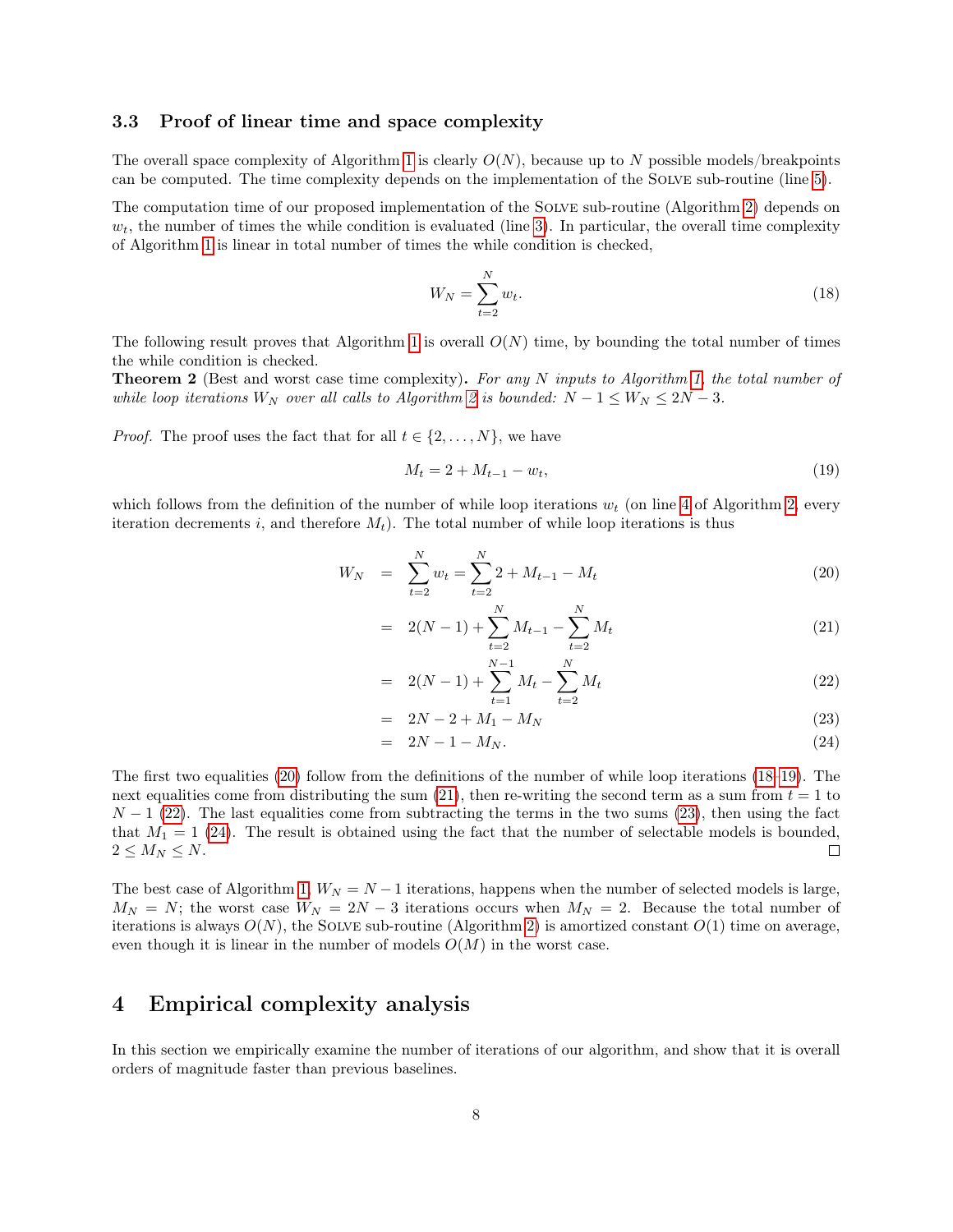### 3.3 Proof of linear time and space complexity

The overall space complexity of Algorithm 1 is clearly $O(N)$, because up to $N$ possible models/breakpoints can be computed. The time complexity depends on the implementation of the SOLVE sub-routine (line 5).

The computation time of our proposed implementation of the SOLVE sub-routine (Algorithm 2) depends on $w_t$, the number of times the while condition is evaluated (line 3). In particular, the overall time complexity of Algorithm 1 is linear in total number of times the while condition is checked,

$$W_N = \sum_{t=2}^{N} w_t. \tag{18}$$

The following result proves that Algorithm 1 is overall $O(N)$ time, by bounding the total number of times the while condition is checked.

**Theorem 2** (Best and worst case time complexity)**.** *For any $N$ inputs to Algorithm 1, the total number of while loop iterations $W_N$ over all calls to Algorithm 2 is bounded: $N-1 \leq W_N \leq 2N-3$.*

*Proof.* The proof uses the fact that for all $t \in \{2, \dots, N\}$, we have

$$M_t = 2 + M_{t-1} - w_t, \tag{19}$$

which follows from the definition of the number of while loop iterations $w_t$ (on line 4 of Algorithm 2, every iteration decrements $i$, and therefore $M_t$). The total number of while loop iterations is thus

$$\begin{aligned}
W_N &= \sum_{t=2}^{N} w_t = \sum_{t=2}^{N} 2 + M_{t-1} - M_t && (20)\\
&= 2(N-1) + \sum_{t=2}^{N} M_{t-1} - \sum_{t=2}^{N} M_t && (21)\\
&= 2(N-1) + \sum_{t=1}^{N-1} M_t - \sum_{t=2}^{N} M_t && (22)\\
&= 2N - 2 + M_1 - M_N && (23)\\
&= 2N - 1 - M_N. && (24)
\end{aligned}$$

The first two equalities (20) follow from the definitions of the number of while loop iterations (18–19). The next equalities come from distributing the sum (21), then re-writing the second term as a sum from $t=1$ to $N-1$ (22). The last equalities come from subtracting the terms in the two sums (23), then using the fact that $M_1 = 1$ (24). The result is obtained using the fact that the number of selectable models is bounded, $2 \leq M_N \leq N$. □

The best case of Algorithm 1, $W_N = N-1$ iterations, happens when the number of selected models is large, $M_N = N$; the worst case $W_N = 2N-3$ iterations occurs when $M_N = 2$. Because the total number of iterations is always $O(N)$, the SOLVE sub-routine (Algorithm 2) is amortized constant $O(1)$ time on average, even though it is linear in the number of models $O(M)$ in the worst case.

## 4 Empirical complexity analysis

In this section we empirically examine the number of iterations of our algorithm, and show that it is overall orders of magnitude faster than previous baselines.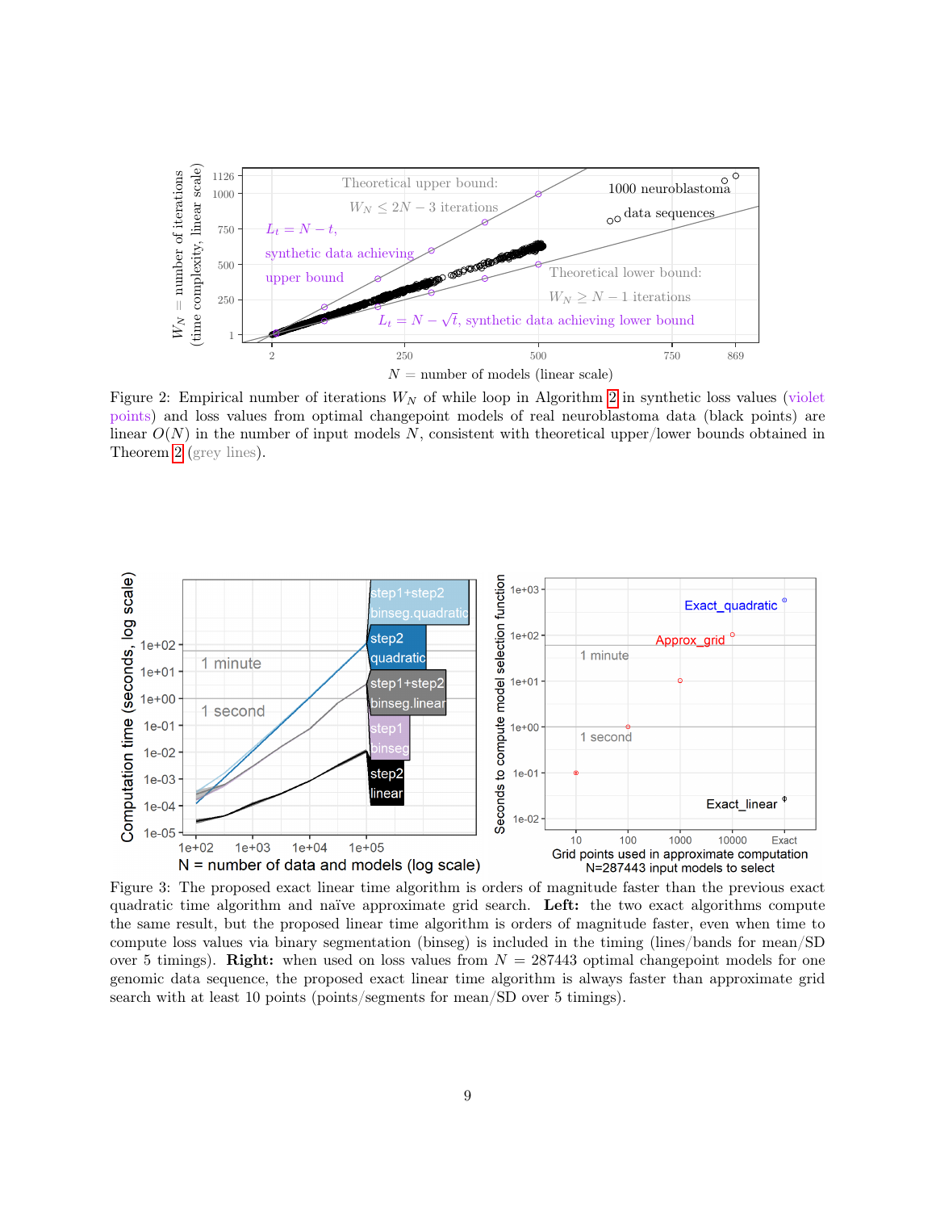Figure 2: Empirical number of iterations $W_N$ of while loop in Algorithm 2 in synthetic loss values (violet points) and loss values from optimal changepoint models of real neuroblastoma data (black points) are linear $O(N)$ in the number of input models $N$, consistent with theoretical upper/lower bounds obtained in Theorem 2 (grey lines).

Figure 3: The proposed exact linear time algorithm is orders of magnitude faster than the previous exact quadratic time algorithm and naïve approximate grid search. **Left:** the two exact algorithms compute the same result, but the proposed linear time algorithm is orders of magnitude faster, even when time to compute loss values via binary segmentation (binseg) is included in the timing (lines/bands for mean/SD over 5 timings). **Right:** when used on loss values from $N = 287443$ optimal changepoint models for one genomic data sequence, the proposed exact linear time algorithm is always faster than approximate grid search with at least 10 points (points/segments for mean/SD over 5 timings).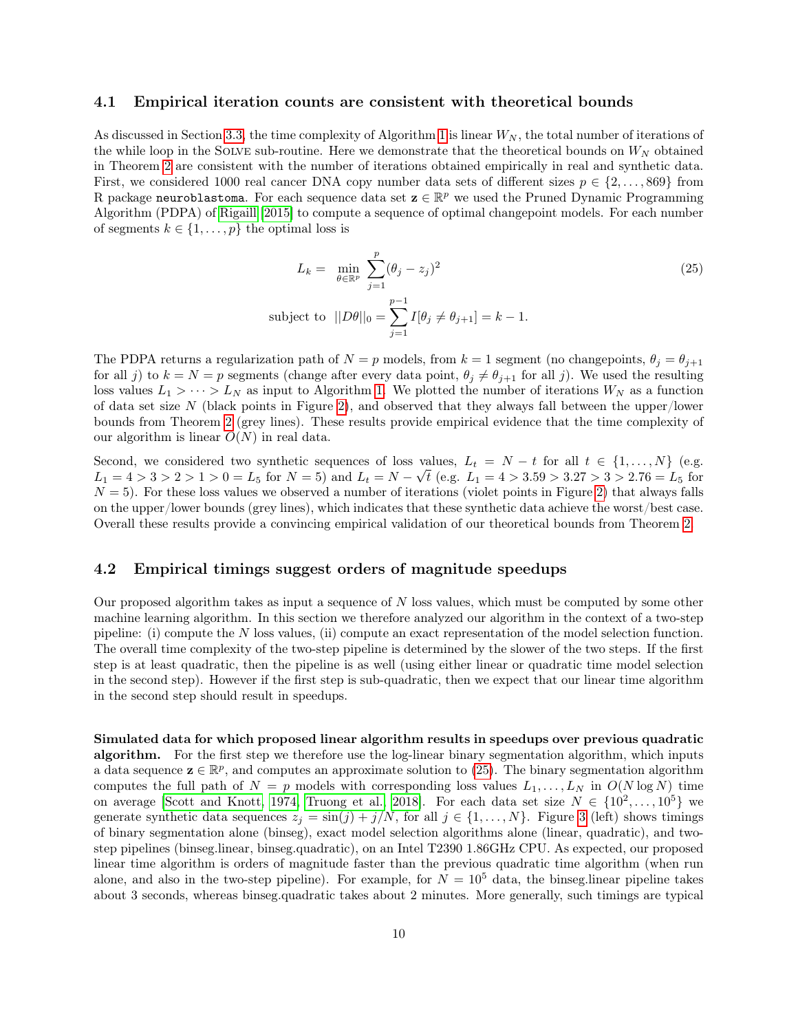### 4.1 Empirical iteration counts are consistent with theoretical bounds

As discussed in Section 3.3, the time complexity of Algorithm 1 is linear $W_N$, the total number of iterations of the while loop in the SOLVE sub-routine. Here we demonstrate that the theoretical bounds on $W_N$ obtained in Theorem 2 are consistent with the number of iterations obtained empirically in real and synthetic data. First, we considered 1000 real cancer DNA copy number data sets of different sizes $p \in \{2, \dots, 869\}$ from R package `neuroblastoma`. For each sequence data set $\mathbf{z} \in \mathbb{R}^p$ we used the Pruned Dynamic Programming Algorithm (PDPA) of Rigaill [2015] to compute a sequence of optimal changepoint models. For each number of segments $k \in \{1, \dots, p\}$ the optimal loss is

$$
\begin{aligned}
L_k = & \min_{\theta \in \mathbb{R}^p} \sum_{j=1}^{p} (\theta_j - z_j)^2 \\
\text{subject to } & ||D\theta||_0 = \sum_{j=1}^{p-1} I[\theta_j \neq \theta_{j+1}] = k - 1.
\end{aligned}
\tag{25}
$$

The PDPA returns a regularization path of $N = p$ models, from $k = 1$ segment (no changepoints, $\theta_j = \theta_{j+1}$ for all $j$) to $k = N = p$ segments (change after every data point, $\theta_j \neq \theta_{j+1}$ for all $j$). We used the resulting loss values $L_1 > \cdots > L_N$ as input to Algorithm 1. We plotted the number of iterations $W_N$ as a function of data set size $N$ (black points in Figure 2), and observed that they always fall between the upper/lower bounds from Theorem 2 (grey lines). These results provide empirical evidence that the time complexity of our algorithm is linear $O(N)$ in real data.

Second, we considered two synthetic sequences of loss values, $L_t = N - t$ for all $t \in \{1, \dots, N\}$ (e.g. $L_1 = 4 > 3 > 2 > 1 > 0 = L_5$ for $N = 5$) and $L_t = N - \sqrt{t}$ (e.g. $L_1 = 4 > 3.59 > 3.27 > 3 > 2.76 = L_5$ for $N = 5$). For these loss values we observed a number of iterations (violet points in Figure 2) that always falls on the upper/lower bounds (grey lines), which indicates that these synthetic data achieve the worst/best case. Overall these results provide a convincing empirical validation of our theoretical bounds from Theorem 2.

### 4.2 Empirical timings suggest orders of magnitude speedups

Our proposed algorithm takes as input a sequence of $N$ loss values, which must be computed by some other machine learning algorithm. In this section we therefore analyzed our algorithm in the context of a two-step pipeline: (i) compute the $N$ loss values, (ii) compute an exact representation of the model selection function. The overall time complexity of the two-step pipeline is determined by the slower of the two steps. If the first step is at least quadratic, then the pipeline is as well (using either linear or quadratic time model selection in the second step). However if the first step is sub-quadratic, then we expect that our linear time algorithm in the second step should result in speedups.

**Simulated data for which proposed linear algorithm results in speedups over previous quadratic algorithm.** For the first step we therefore use the log-linear binary segmentation algorithm, which inputs a data sequence $\mathbf{z} \in \mathbb{R}^p$, and computes an approximate solution to (25). The binary segmentation algorithm computes the full path of $N = p$ models with corresponding loss values $L_1, \dots, L_N$ in $O(N \log N)$ time on average [Scott and Knott, 1974, Truong et al., 2018]. For each data set size $N \in \{10^2, \dots, 10^5\}$ we generate synthetic data sequences $z_j = \sin(j) + j/N$, for all $j \in \{1, \dots, N\}$. Figure 3 (left) shows timings of binary segmentation alone (binseg), exact model selection algorithms alone (linear, quadratic), and two-step pipelines (binseg.linear, binseg.quadratic), on an Intel T2390 1.86GHz CPU. As expected, our proposed linear time algorithm is orders of magnitude faster than the previous quadratic time algorithm (when run alone, and also in the two-step pipeline). For example, for $N = 10^5$ data, the binseg.linear pipeline takes about 3 seconds, whereas binseg.quadratic takes about 2 minutes. More generally, such timings are typical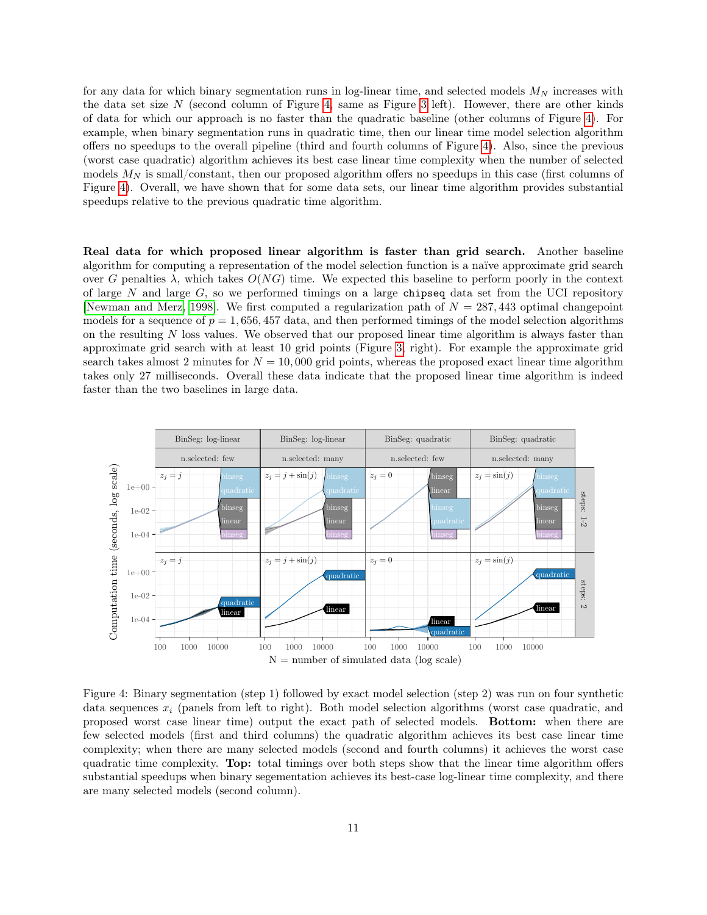for any data for which binary segmentation runs in log-linear time, and selected models $M_N$ increases with the data set size $N$ (second column of Figure 4, same as Figure 3 left). However, there are other kinds of data for which our approach is no faster than the quadratic baseline (other columns of Figure 4). For example, when binary segmentation runs in quadratic time, then our linear time model selection algorithm offers no speedups to the overall pipeline (third and fourth columns of Figure 4). Also, since the previous (worst case quadratic) algorithm achieves its best case linear time complexity when the number of selected models $M_N$ is small/constant, then our proposed algorithm offers no speedups in this case (first columns of Figure 4). Overall, we have shown that for some data sets, our linear time algorithm provides substantial speedups relative to the previous quadratic time algorithm.

**Real data for which proposed linear algorithm is faster than grid search.** Another baseline algorithm for computing a representation of the model selection function is a naïve approximate grid search over $G$ penalties $\lambda$, which takes $O(NG)$ time. We expected this baseline to perform poorly in the context of large $N$ and large $G$, so we performed timings on a large `chipseq` data set from the UCI repository [Newman and Merz, 1998]. We first computed a regularization path of $N = 287,443$ optimal changepoint models for a sequence of $p = 1,656,457$ data, and then performed timings of the model selection algorithms on the resulting $N$ loss values. We observed that our proposed linear time algorithm is always faster than approximate grid search with at least 10 grid points (Figure 3, right). For example the approximate grid search takes almost 2 minutes for $N = 10,000$ grid points, whereas the proposed exact linear time algorithm takes only 27 milliseconds. Overall these data indicate that the proposed linear time algorithm is indeed faster than the two baselines in large data.

Figure 4: Binary segmentation (step 1) followed by exact model selection (step 2) was run on four synthetic data sequences $x_i$ (panels from left to right). Both model selection algorithms (worst case quadratic, and proposed worst case linear time) output the exact path of selected models. **Bottom:** when there are few selected models (first and third columns) the quadratic algorithm achieves its best case linear time complexity; when there are many selected models (second and fourth columns) it achieves the worst case quadratic time complexity. **Top:** total timings over both steps show that the linear time algorithm offers substantial speedups when binary segementation achieves its best-case log-linear time complexity, and there are many selected models (second column).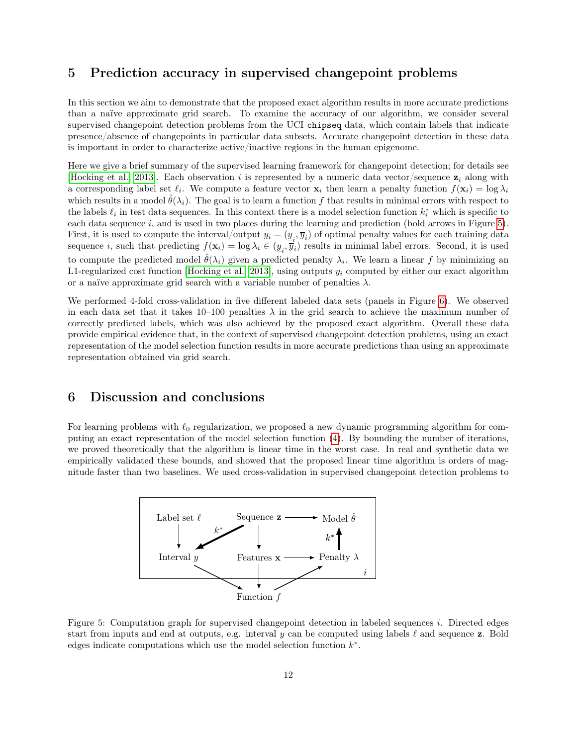## 5 Prediction accuracy in supervised changepoint problems

In this section we aim to demonstrate that the proposed exact algorithm results in more accurate predictions than a naïve approximate grid search. To examine the accuracy of our algorithm, we consider several supervised changepoint detection problems from the UCI `chipseq` data, which contain labels that indicate presence/absence of changepoints in particular data subsets. Accurate changepoint detection in these data is important in order to characterize active/inactive regions in the human epigenome.

Here we give a brief summary of the supervised learning framework for changepoint detection; for details see [Hocking et al., 2013]. Each observation $i$ is represented by a numeric data vector/sequence $\mathbf{z}_i$ along with a corresponding label set $\ell_i$. We compute a feature vector $\mathbf{x}_i$ then learn a penalty function $f(\mathbf{x}_i) = \log \lambda_i$ which results in a model $\hat{\theta}(\lambda_i)$. The goal is to learn a function $f$ that results in minimal errors with respect to the labels $\ell_i$ in test data sequences. In this context there is a model selection function $k_i^*$ which is specific to each data sequence $i$, and is used in two places during the learning and prediction (bold arrows in Figure 5). First, it is used to compute the interval/output $y_i = (\underline{y}_i, \overline{y}_i)$ of optimal penalty values for each training data sequence $i$, such that predicting $f(\mathbf{x}_i) = \log \lambda_i \in (\underline{y}_i, \overline{y}_i)$ results in minimal label errors. Second, it is used to compute the predicted model $\hat{\theta}(\lambda_i)$ given a predicted penalty $\lambda_i$. We learn a linear $f$ by minimizing an L1-regularized cost function [Hocking et al., 2013], using outputs $y_i$ computed by either our exact algorithm or a naïve approximate grid search with a variable number of penalties $\lambda$.

We performed 4-fold cross-validation in five different labeled data sets (panels in Figure 6). We observed in each data set that it takes 10–100 penalties $\lambda$ in the grid search to achieve the maximum number of correctly predicted labels, which was also achieved by the proposed exact algorithm. Overall these data provide empirical evidence that, in the context of supervised changepoint detection problems, using an exact representation of the model selection function results in more accurate predictions than using an approximate representation obtained via grid search.

## 6 Discussion and conclusions

For learning problems with $\ell_0$ regularization, we proposed a new dynamic programming algorithm for computing an exact representation of the model selection function (4). By bounding the number of iterations, we proved theoretically that the algorithm is linear time in the worst case. In real and synthetic data we empirically validated these bounds, and showed that the proposed linear time algorithm is orders of magnitude faster than two baselines. We used cross-validation in supervised changepoint detection problems to

Figure 5: Computation graph for supervised changepoint detection in labeled sequences $i$. Directed edges start from inputs and end at outputs, e.g. interval $y$ can be computed using labels $\ell$ and sequence $\mathbf{z}$. Bold edges indicate computations which use the model selection function $k^*$.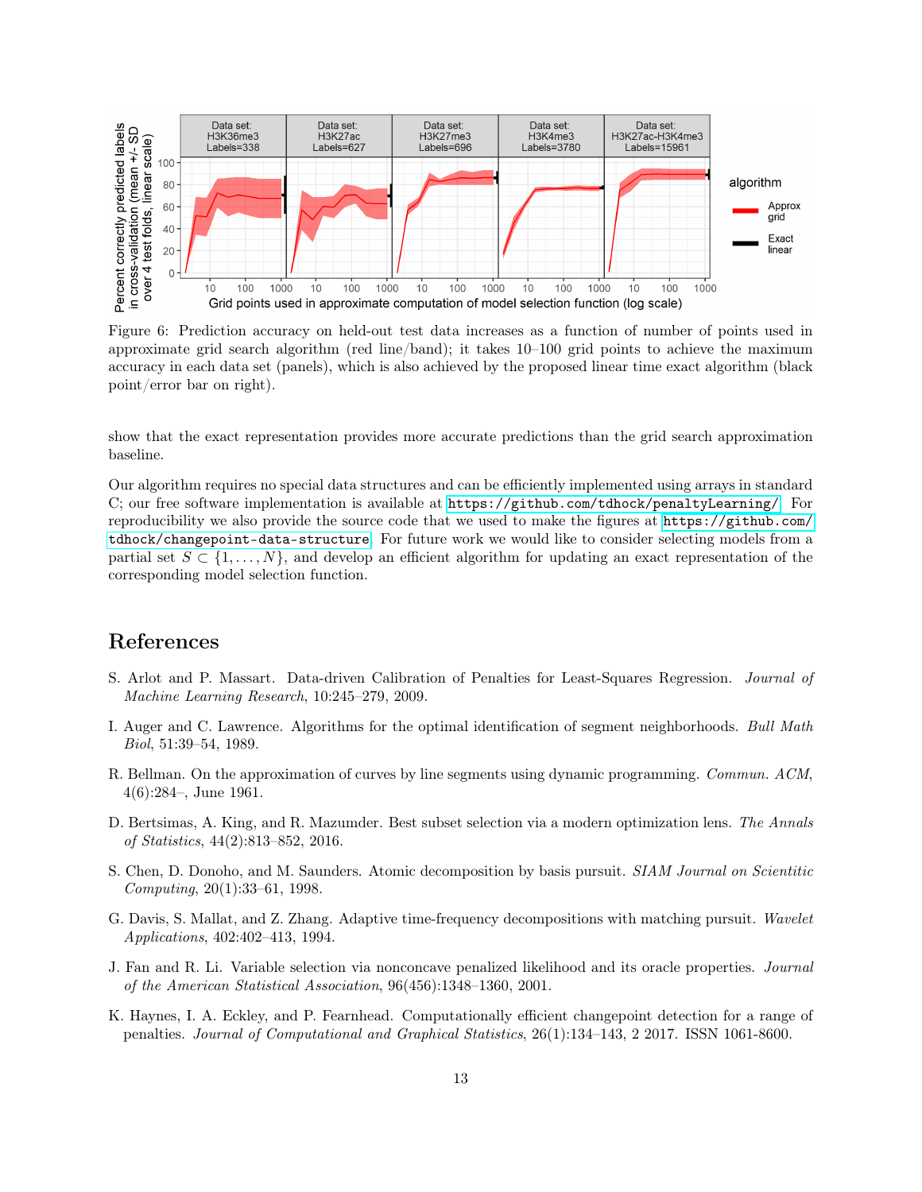Figure 6: Prediction accuracy on held-out test data increases as a function of number of points used in approximate grid search algorithm (red line/band); it takes 10–100 grid points to achieve the maximum accuracy in each data set (panels), which is also achieved by the proposed linear time exact algorithm (black point/error bar on right).

show that the exact representation provides more accurate predictions than the grid search approximation baseline.

Our algorithm requires no special data structures and can be efficiently implemented using arrays in standard C; our free software implementation is available at https://github.com/tdhock/penaltyLearning/. For reproducibility we also provide the source code that we used to make the figures at https://github.com/tdhock/changepoint-data-structure. For future work we would like to consider selecting models from a partial set $S \subset \{1, \dots, N\}$, and develop an efficient algorithm for updating an exact representation of the corresponding model selection function.

## References

S. Arlot and P. Massart. Data-driven Calibration of Penalties for Least-Squares Regression. *Journal of Machine Learning Research*, 10:245–279, 2009.

I. Auger and C. Lawrence. Algorithms for the optimal identification of segment neighborhoods. *Bull Math Biol*, 51:39–54, 1989.

R. Bellman. On the approximation of curves by line segments using dynamic programming. *Commun. ACM*, 4(6):284–, June 1961.

D. Bertsimas, A. King, and R. Mazumder. Best subset selection via a modern optimization lens. *The Annals of Statistics*, 44(2):813–852, 2016.

S. Chen, D. Donoho, and M. Saunders. Atomic decomposition by basis pursuit. *SIAM Journal on Scientitic Computing*, 20(1):33–61, 1998.

G. Davis, S. Mallat, and Z. Zhang. Adaptive time-frequency decompositions with matching pursuit. *Wavelet Applications*, 402:402–413, 1994.

J. Fan and R. Li. Variable selection via nonconcave penalized likelihood and its oracle properties. *Journal of the American Statistical Association*, 96(456):1348–1360, 2001.

K. Haynes, I. A. Eckley, and P. Fearnhead. Computationally efficient changepoint detection for a range of penalties. *Journal of Computational and Graphical Statistics*, 26(1):134–143, 2 2017. ISSN 1061-8600.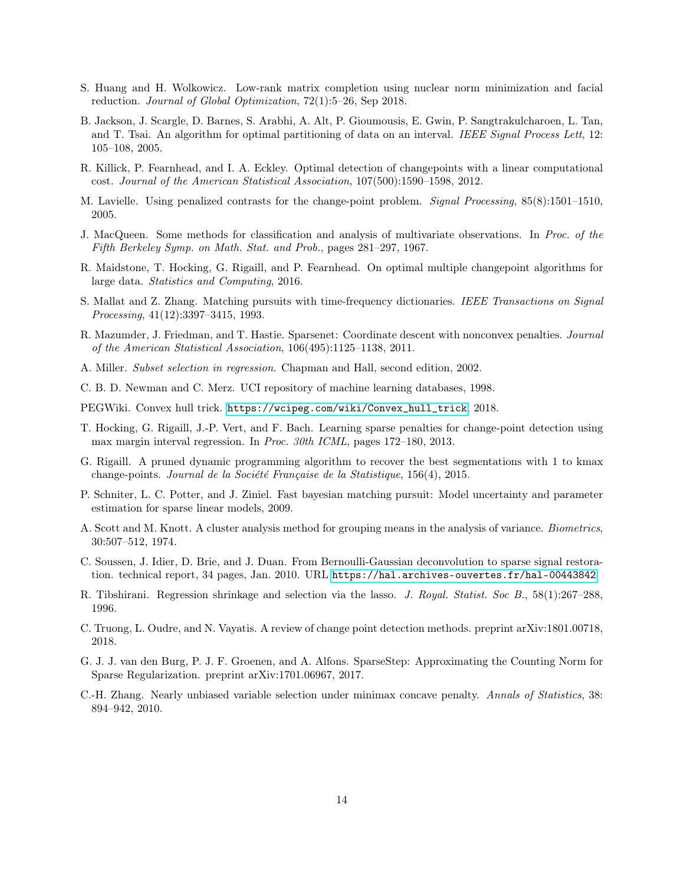S. Huang and H. Wolkowicz. Low-rank matrix completion using nuclear norm minimization and facial reduction. *Journal of Global Optimization*, 72(1):5–26, Sep 2018.

B. Jackson, J. Scargle, D. Barnes, S. Arabhi, A. Alt, P. Gioumousis, E. Gwin, P. Sangtrakulcharoen, L. Tan, and T. Tsai. An algorithm for optimal partitioning of data on an interval. *IEEE Signal Process Lett*, 12: 105–108, 2005.

R. Killick, P. Fearnhead, and I. A. Eckley. Optimal detection of changepoints with a linear computational cost. *Journal of the American Statistical Association*, 107(500):1590–1598, 2012.

M. Lavielle. Using penalized contrasts for the change-point problem. *Signal Processing*, 85(8):1501–1510, 2005.

J. MacQueen. Some methods for classification and analysis of multivariate observations. In *Proc. of the Fifth Berkeley Symp. on Math. Stat. and Prob.*, pages 281–297, 1967.

R. Maidstone, T. Hocking, G. Rigaill, and P. Fearnhead. On optimal multiple changepoint algorithms for large data. *Statistics and Computing*, 2016.

S. Mallat and Z. Zhang. Matching pursuits with time-frequency dictionaries. *IEEE Transactions on Signal Processing*, 41(12):3397–3415, 1993.

R. Mazumder, J. Friedman, and T. Hastie. Sparsenet: Coordinate descent with nonconvex penalties. *Journal of the American Statistical Association*, 106(495):1125–1138, 2011.

A. Miller. *Subset selection in regression*. Chapman and Hall, second edition, 2002.

C. B. D. Newman and C. Merz. UCI repository of machine learning databases, 1998.

PEGWiki. Convex hull trick. https://wcipeg.com/wiki/Convex_hull_trick, 2018.

T. Hocking, G. Rigaill, J.-P. Vert, and F. Bach. Learning sparse penalties for change-point detection using max margin interval regression. In *Proc. 30th ICML*, pages 172–180, 2013.

G. Rigaill. A pruned dynamic programming algorithm to recover the best segmentations with 1 to kmax change-points. *Journal de la Société Française de la Statistique*, 156(4), 2015.

P. Schniter, L. C. Potter, and J. Ziniel. Fast bayesian matching pursuit: Model uncertainty and parameter estimation for sparse linear models, 2009.

A. Scott and M. Knott. A cluster analysis method for grouping means in the analysis of variance. *Biometrics*, 30:507–512, 1974.

C. Soussen, J. Idier, D. Brie, and J. Duan. From Bernoulli-Gaussian deconvolution to sparse signal restoration. technical report, 34 pages, Jan. 2010. URL https://hal.archives-ouvertes.fr/hal-00443842.

R. Tibshirani. Regression shrinkage and selection via the lasso. *J. Royal. Statist. Soc B.*, 58(1):267–288, 1996.

C. Truong, L. Oudre, and N. Vayatis. A review of change point detection methods. preprint arXiv:1801.00718, 2018.

G. J. J. van den Burg, P. J. F. Groenen, and A. Alfons. SparseStep: Approximating the Counting Norm for Sparse Regularization. preprint arXiv:1701.06967, 2017.

C.-H. Zhang. Nearly unbiased variable selection under minimax concave penalty. *Annals of Statistics*, 38: 894–942, 2010.